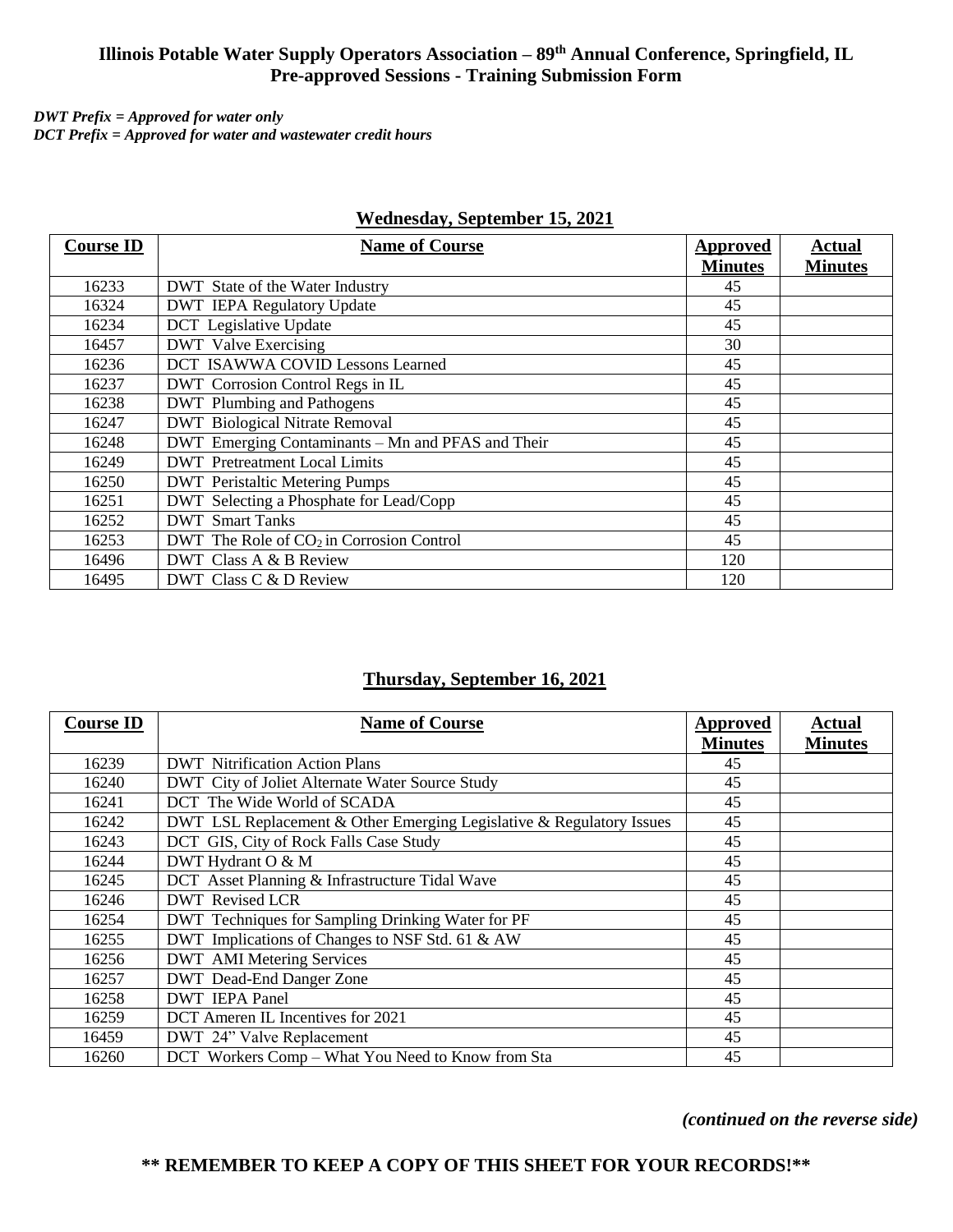# Illinois Potable Water Supply Operators Association – 89th Annual Conference, Springfield, IL
## Pre-approved Sessions - Training Submission Form

*DWT Prefix = Approved for water only*
*DCT Prefix = Approved for water and wastewater credit hours*

### Wednesday, September 15, 2021

| Course ID | Name of Course | Approved Minutes | Actual Minutes |
|---|---|---|---|
| 16233 | DWT State of the Water Industry | 45 | |
| 16324 | DWT IEPA Regulatory Update | 45 | |
| 16234 | DCT Legislative Update | 45 | |
| 16457 | DWT Valve Exercising | 30 | |
| 16236 | DCT ISAWWA COVID Lessons Learned | 45 | |
| 16237 | DWT Corrosion Control Regs in IL | 45 | |
| 16238 | DWT Plumbing and Pathogens | 45 | |
| 16247 | DWT Biological Nitrate Removal | 45 | |
| 16248 | DWT Emerging Contaminants – Mn and PFAS and Their | 45 | |
| 16249 | DWT Pretreatment Local Limits | 45 | |
| 16250 | DWT Peristaltic Metering Pumps | 45 | |
| 16251 | DWT Selecting a Phosphate for Lead/Copp | 45 | |
| 16252 | DWT Smart Tanks | 45 | |
| 16253 | DWT The Role of $CO_2$ in Corrosion Control | 45 | |
| 16496 | DWT Class A & B Review | 120 | |
| 16495 | DWT Class C & D Review | 120 | |

### Thursday, September 16, 2021

| Course ID | Name of Course | Approved Minutes | Actual Minutes |
|---|---|---|---|
| 16239 | DWT Nitrification Action Plans | 45 | |
| 16240 | DWT City of Joliet Alternate Water Source Study | 45 | |
| 16241 | DCT The Wide World of SCADA | 45 | |
| 16242 | DWT LSL Replacement & Other Emerging Legislative & Regulatory Issues | 45 | |
| 16243 | DCT GIS, City of Rock Falls Case Study | 45 | |
| 16244 | DWT Hydrant O & M | 45 | |
| 16245 | DCT Asset Planning & Infrastructure Tidal Wave | 45 | |
| 16246 | DWT Revised LCR | 45 | |
| 16254 | DWT Techniques for Sampling Drinking Water for PF | 45 | |
| 16255 | DWT Implications of Changes to NSF Std. 61 & AW | 45 | |
| 16256 | DWT AMI Metering Services | 45 | |
| 16257 | DWT Dead-End Danger Zone | 45 | |
| 16258 | DWT IEPA Panel | 45 | |
| 16259 | DCT Ameren IL Incentives for 2021 | 45 | |
| 16459 | DWT 24" Valve Replacement | 45 | |
| 16260 | DCT Workers Comp – What You Need to Know from Sta | 45 | |

*(continued on the reverse side)*

**\*\* REMEMBER TO KEEP A COPY OF THIS SHEET FOR YOUR RECORDS!\*\***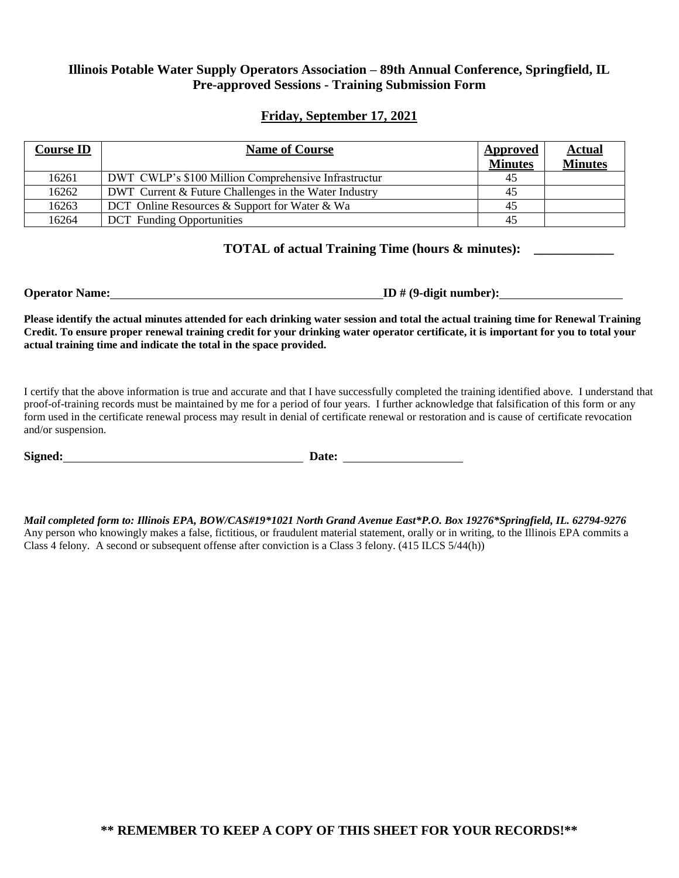**Illinois Potable Water Supply Operators Association – 89th Annual Conference, Springfield, IL**
**Pre-approved Sessions - Training Submission Form**

**Friday, September 17, 2021**

| Course ID | Name of Course | Approved Minutes | Actual Minutes |
|---|---|---|---|
| 16261 | DWT CWLP's $100 Million Comprehensive Infrastructur | 45 | |
| 16262 | DWT Current & Future Challenges in the Water Industry | 45 | |
| 16263 | DCT Online Resources & Support for Water & Wa | 45 | |
| 16264 | DCT Funding Opportunities | 45 | |

**TOTAL of actual Training Time (hours & minutes): ____________**

**Operator Name:** ______________________________________________ **ID # (9-digit number):** ____________________

**Please identify the actual minutes attended for each drinking water session and total the actual training time for Renewal Training Credit. To ensure proper renewal training credit for your drinking water operator certificate, it is important for you to total your actual training time and indicate the total in the space provided.**

I certify that the above information is true and accurate and that I have successfully completed the training identified above. I understand that proof-of-training records must be maintained by me for a period of four years. I further acknowledge that falsification of this form or any form used in the certificate renewal process may result in denial of certificate renewal or restoration and is cause of certificate revocation and/or suspension.

**Signed:** ________________________________________ **Date:** ____________________

***Mail completed form to: Illinois EPA, BOW/CAS#19*1021 North Grand Avenue East*P.O. Box 19276*Springfield, IL. 62794-9276***
Any person who knowingly makes a false, fictitious, or fraudulent material statement, orally or in writing, to the Illinois EPA commits a Class 4 felony. A second or subsequent offense after conviction is a Class 3 felony. (415 ILCS 5/44(h))

**\*\* REMEMBER TO KEEP A COPY OF THIS SHEET FOR YOUR RECORDS!\*\***